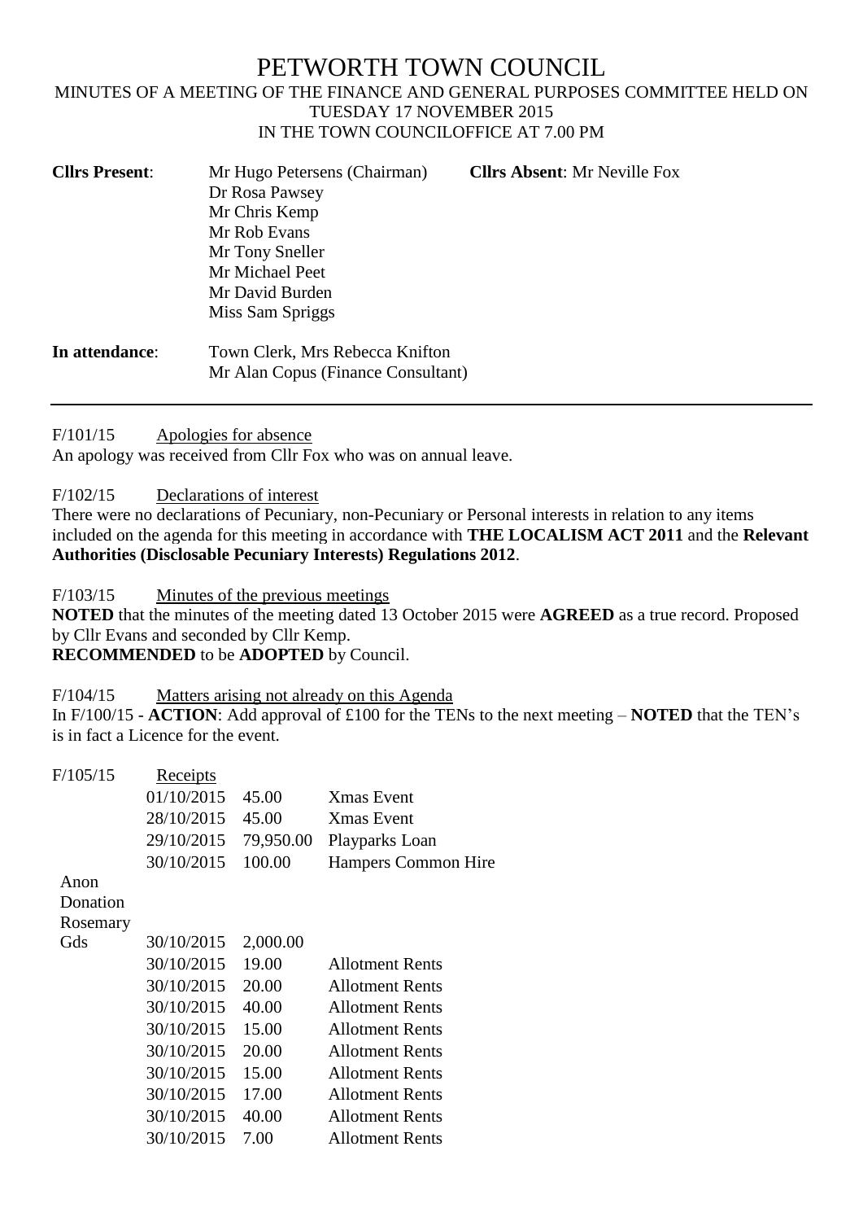# PETWORTH TOWN COUNCIL

MINUTES OF A MEETING OF THE FINANCE AND GENERAL PURPOSES COMMITTEE HELD ON TUESDAY 17 NOVEMBER 2015
IN THE TOWN COUNCILOFFICE AT 7.00 PM

| | | |
|---|---|---|
| **Cllrs Present**: | Mr Hugo Petersens (Chairman) | **Cllrs Absent**: Mr Neville Fox |
| | Dr Rosa Pawsey | |
| | Mr Chris Kemp | |
| | Mr Rob Evans | |
| | Mr Tony Sneller | |
| | Mr Michael Peet | |
| | Mr David Burden | |
| | Miss Sam Spriggs | |
| **In attendance**: | Town Clerk, Mrs Rebecca Knifton | |
| | Mr Alan Copus (Finance Consultant) | |

F/101/15 Apologies for absence

An apology was received from Cllr Fox who was on annual leave.

F/102/15 Declarations of interest

There were no declarations of Pecuniary, non-Pecuniary or Personal interests in relation to any items included on the agenda for this meeting in accordance with **THE LOCALISM ACT 2011** and the **Relevant Authorities (Disclosable Pecuniary Interests) Regulations 2012**.

F/103/15 Minutes of the previous meetings

**NOTED** that the minutes of the meeting dated 13 October 2015 were **AGREED** as a true record. Proposed by Cllr Evans and seconded by Cllr Kemp.
**RECOMMENDED** to be **ADOPTED** by Council.

F/104/15 Matters arising not already on this Agenda

In F/100/15 - **ACTION**: Add approval of £100 for the TENs to the next meeting – **NOTED** that the TEN's is in fact a Licence for the event.

F/105/15 Receipts

| | | | |
|---|---|---|---|
| | 01/10/2015 | 45.00 | Xmas Event |
| | 28/10/2015 | 45.00 | Xmas Event |
| | 29/10/2015 | 79,950.00 | Playparks Loan |
| | 30/10/2015 | 100.00 | Hampers Common Hire |
| Anon Donation Rosemary Gds | 30/10/2015 | 2,000.00 | |
| | 30/10/2015 | 19.00 | Allotment Rents |
| | 30/10/2015 | 20.00 | Allotment Rents |
| | 30/10/2015 | 40.00 | Allotment Rents |
| | 30/10/2015 | 15.00 | Allotment Rents |
| | 30/10/2015 | 20.00 | Allotment Rents |
| | 30/10/2015 | 15.00 | Allotment Rents |
| | 30/10/2015 | 17.00 | Allotment Rents |
| | 30/10/2015 | 40.00 | Allotment Rents |
| | 30/10/2015 | 7.00 | Allotment Rents |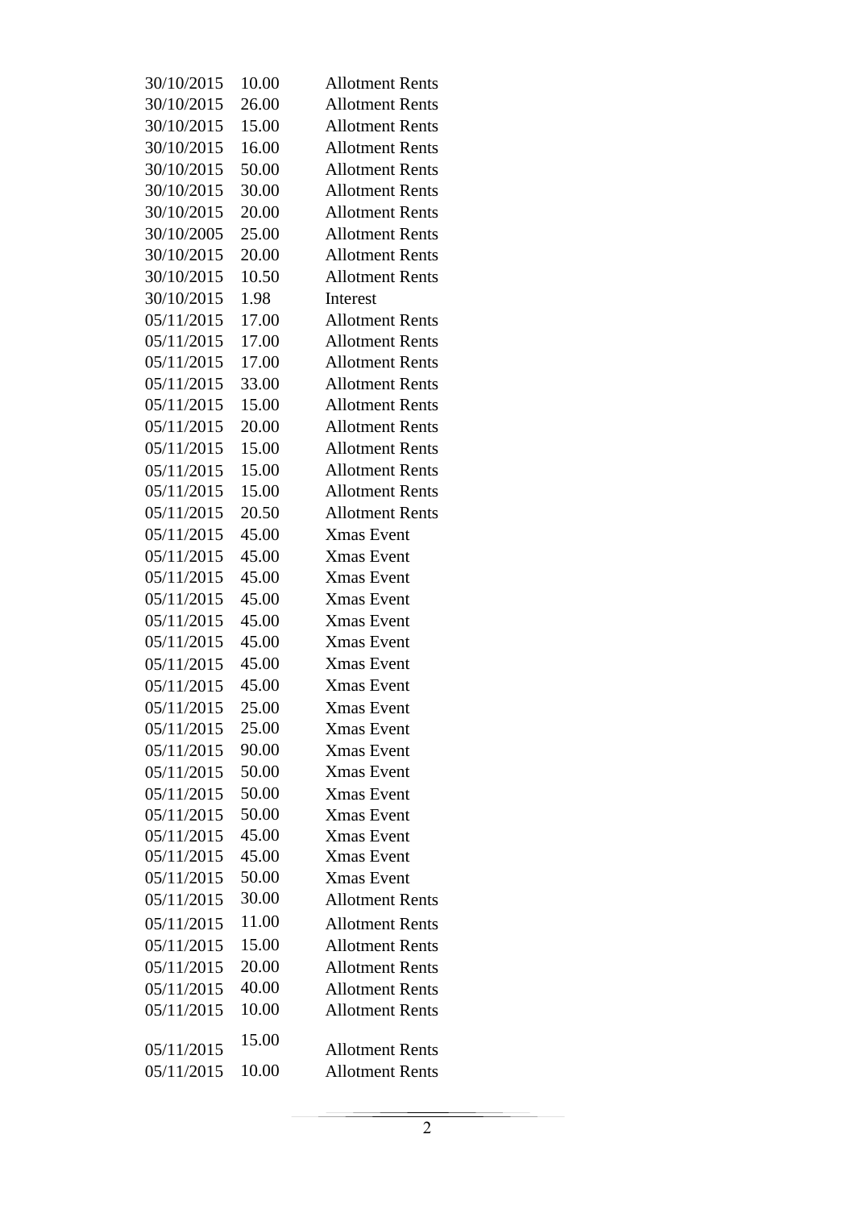| | | |
|---|---|---|
| 30/10/2015 | 10.00 | Allotment Rents |
| 30/10/2015 | 26.00 | Allotment Rents |
| 30/10/2015 | 15.00 | Allotment Rents |
| 30/10/2015 | 16.00 | Allotment Rents |
| 30/10/2015 | 50.00 | Allotment Rents |
| 30/10/2015 | 30.00 | Allotment Rents |
| 30/10/2015 | 20.00 | Allotment Rents |
| 30/10/2005 | 25.00 | Allotment Rents |
| 30/10/2015 | 20.00 | Allotment Rents |
| 30/10/2015 | 10.50 | Allotment Rents |
| 30/10/2015 | 1.98 | Interest |
| 05/11/2015 | 17.00 | Allotment Rents |
| 05/11/2015 | 17.00 | Allotment Rents |
| 05/11/2015 | 17.00 | Allotment Rents |
| 05/11/2015 | 33.00 | Allotment Rents |
| 05/11/2015 | 15.00 | Allotment Rents |
| 05/11/2015 | 20.00 | Allotment Rents |
| 05/11/2015 | 15.00 | Allotment Rents |
| 05/11/2015 | 15.00 | Allotment Rents |
| 05/11/2015 | 15.00 | Allotment Rents |
| 05/11/2015 | 20.50 | Allotment Rents |
| 05/11/2015 | 45.00 | Xmas Event |
| 05/11/2015 | 45.00 | Xmas Event |
| 05/11/2015 | 45.00 | Xmas Event |
| 05/11/2015 | 45.00 | Xmas Event |
| 05/11/2015 | 45.00 | Xmas Event |
| 05/11/2015 | 45.00 | Xmas Event |
| 05/11/2015 | 45.00 | Xmas Event |
| 05/11/2015 | 45.00 | Xmas Event |
| 05/11/2015 | 25.00 | Xmas Event |
| 05/11/2015 | 25.00 | Xmas Event |
| 05/11/2015 | 90.00 | Xmas Event |
| 05/11/2015 | 50.00 | Xmas Event |
| 05/11/2015 | 50.00 | Xmas Event |
| 05/11/2015 | 50.00 | Xmas Event |
| 05/11/2015 | 45.00 | Xmas Event |
| 05/11/2015 | 45.00 | Xmas Event |
| 05/11/2015 | 50.00 | Xmas Event |
| 05/11/2015 | 30.00 | Allotment Rents |
| 05/11/2015 | 11.00 | Allotment Rents |
| 05/11/2015 | 15.00 | Allotment Rents |
| 05/11/2015 | 20.00 | Allotment Rents |
| 05/11/2015 | 40.00 | Allotment Rents |
| 05/11/2015 | 10.00 | Allotment Rents |
| 05/11/2015 | 15.00 | Allotment Rents |
| 05/11/2015 | 10.00 | Allotment Rents |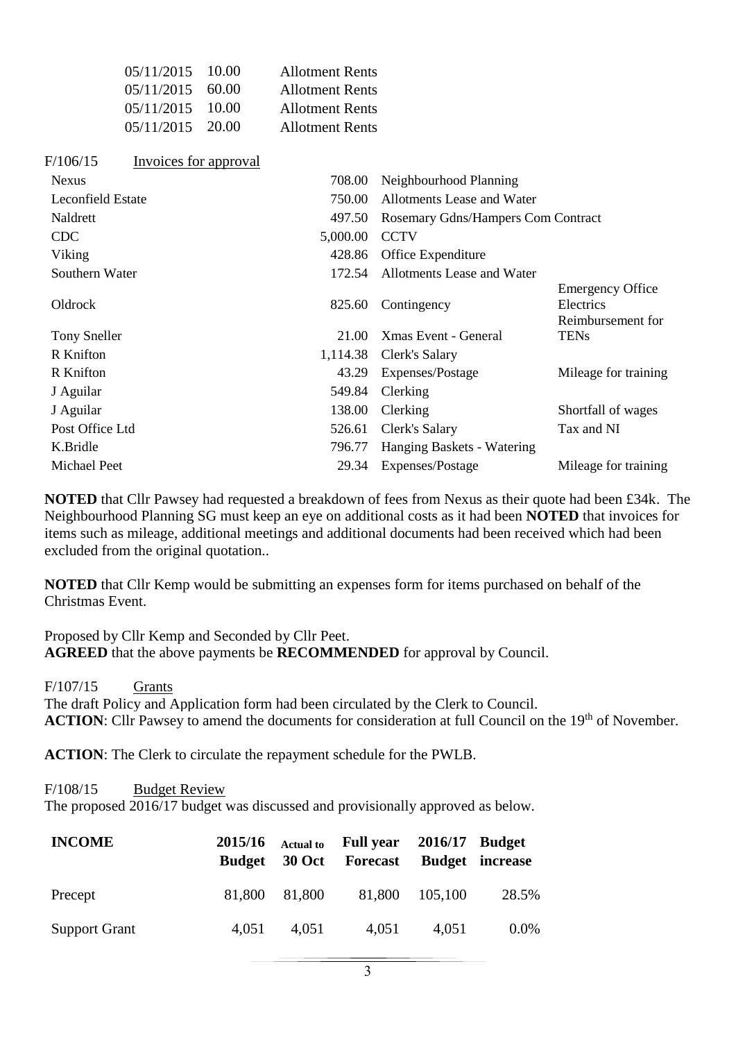| | | |
|---|---|---|
| 05/11/2015 | 10.00 | Allotment Rents |
| 05/11/2015 | 60.00 | Allotment Rents |
| 05/11/2015 | 10.00 | Allotment Rents |
| 05/11/2015 | 20.00 | Allotment Rents |

F/106/15 Invoices for approval

| | | | |
|---|---|---|---|
| Nexus | 708.00 | Neighbourhood Planning | |
| Leconfield Estate | 750.00 | Allotments Lease and Water | |
| Naldrett | 497.50 | Rosemary Gdns/Hampers Com Contract | |
| CDC | 5,000.00 | CCTV | |
| Viking | 428.86 | Office Expenditure | |
| Southern Water | 172.54 | Allotments Lease and Water | |
| Oldrock | 825.60 | Contingency | Emergency Office Electrics |
| Tony Sneller | 21.00 | Xmas Event - General | Reimbursement for TENs |
| R Knifton | 1,114.38 | Clerk's Salary | |
| R Knifton | 43.29 | Expenses/Postage | Mileage for training |
| J Aguilar | 549.84 | Clerking | |
| J Aguilar | 138.00 | Clerking | Shortfall of wages |
| Post Office Ltd | 526.61 | Clerk's Salary | Tax and NI |
| K.Bridle | 796.77 | Hanging Baskets - Watering | |
| Michael Peet | 29.34 | Expenses/Postage | Mileage for training |

**NOTED** that Cllr Pawsey had requested a breakdown of fees from Nexus as their quote had been £34k. The Neighbourhood Planning SG must keep an eye on additional costs as it had been **NOTED** that invoices for items such as mileage, additional meetings and additional documents had been received which had been excluded from the original quotation..

**NOTED** that Cllr Kemp would be submitting an expenses form for items purchased on behalf of the Christmas Event.

Proposed by Cllr Kemp and Seconded by Cllr Peet.
**AGREED** that the above payments be **RECOMMENDED** for approval by Council.

F/107/15 Grants

The draft Policy and Application form had been circulated by the Clerk to Council.
**ACTION**: Cllr Pawsey to amend the documents for consideration at full Council on the 19th of November.

**ACTION**: The Clerk to circulate the repayment schedule for the PWLB.

F/108/15 Budget Review

The proposed 2016/17 budget was discussed and provisionally approved as below.

| **INCOME** | **2015/16 Budget** | **Actual to 30 Oct** | **Full year Forecast** | **2016/17 Budget** | **Budget increase** |
|---|---|---|---|---|---|
| Precept | 81,800 | 81,800 | 81,800 | 105,100 | 28.5% |
| Support Grant | 4,051 | 4,051 | 4,051 | 4,051 | 0.0% |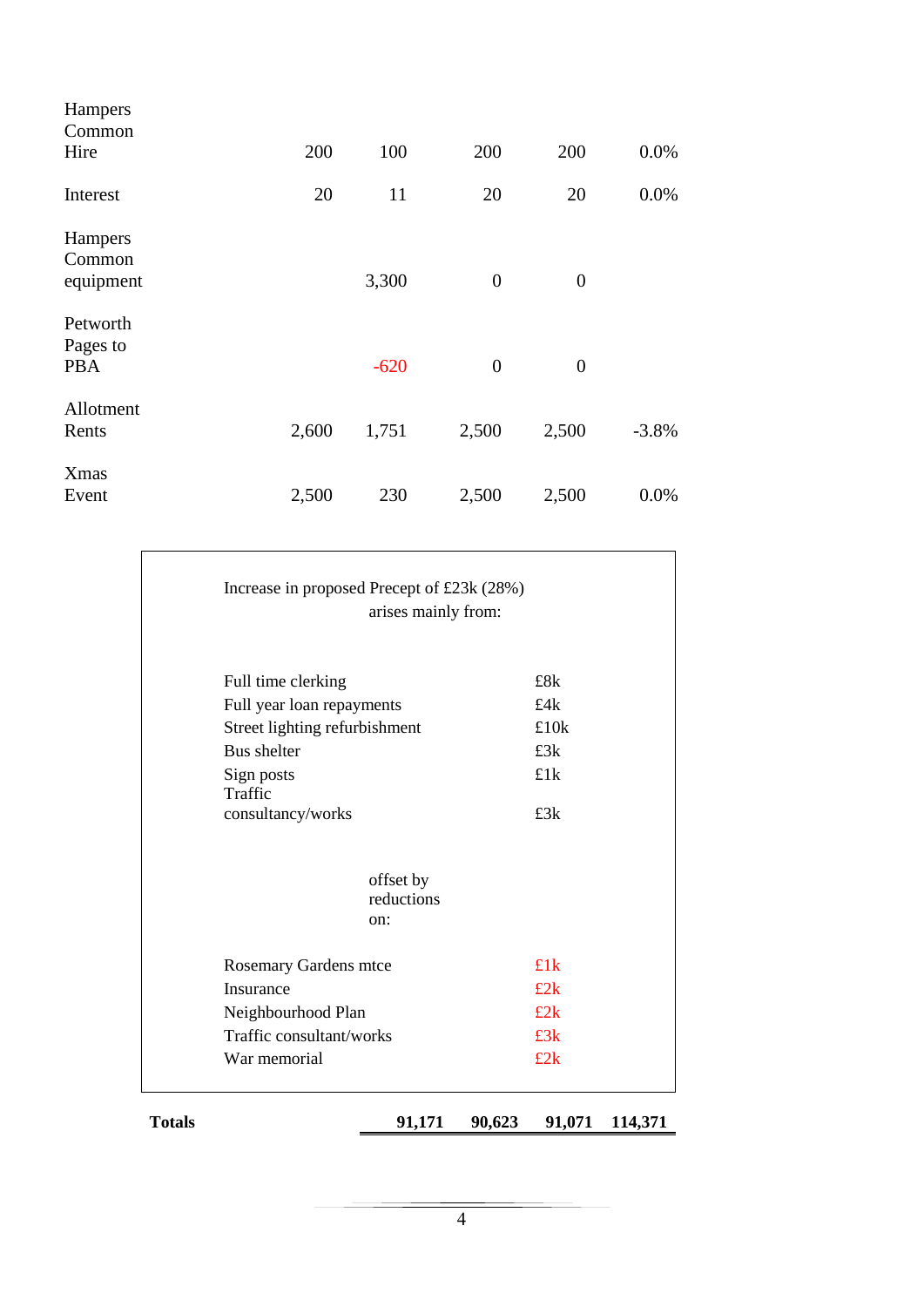| | | | | | |
|---|---|---|---|---|---|
| Hampers Common Hire | 200 | 100 | 200 | 200 | 0.0% |
| Interest | 20 | 11 | 20 | 20 | 0.0% |
| Hampers Common equipment | | 3,300 | 0 | 0 | |
| Petworth Pages to PBA | | -620 | 0 | 0 | |
| Allotment Rents | 2,600 | 1,751 | 2,500 | 2,500 | -3.8% |
| Xmas Event | 2,500 | 230 | 2,500 | 2,500 | 0.0% |

Increase in proposed Precept of £23k (28%) arises mainly from:

| | |
|---|---|
| Full time clerking | £8k |
| Full year loan repayments | £4k |
| Street lighting refurbishment | £10k |
| Bus shelter | £3k |
| Sign posts | £1k |
| Traffic consultancy/works | £3k |

offset by reductions on:

| | |
|---|---|
| Rosemary Gardens mtce | £1k |
| Insurance | £2k |
| Neighbourhood Plan | £2k |
| Traffic consultant/works | £3k |
| War memorial | £2k |

| | | | | |
|---|---|---|---|---|
| **Totals** | **91,171** | **90,623** | **91,071** | **114,371** |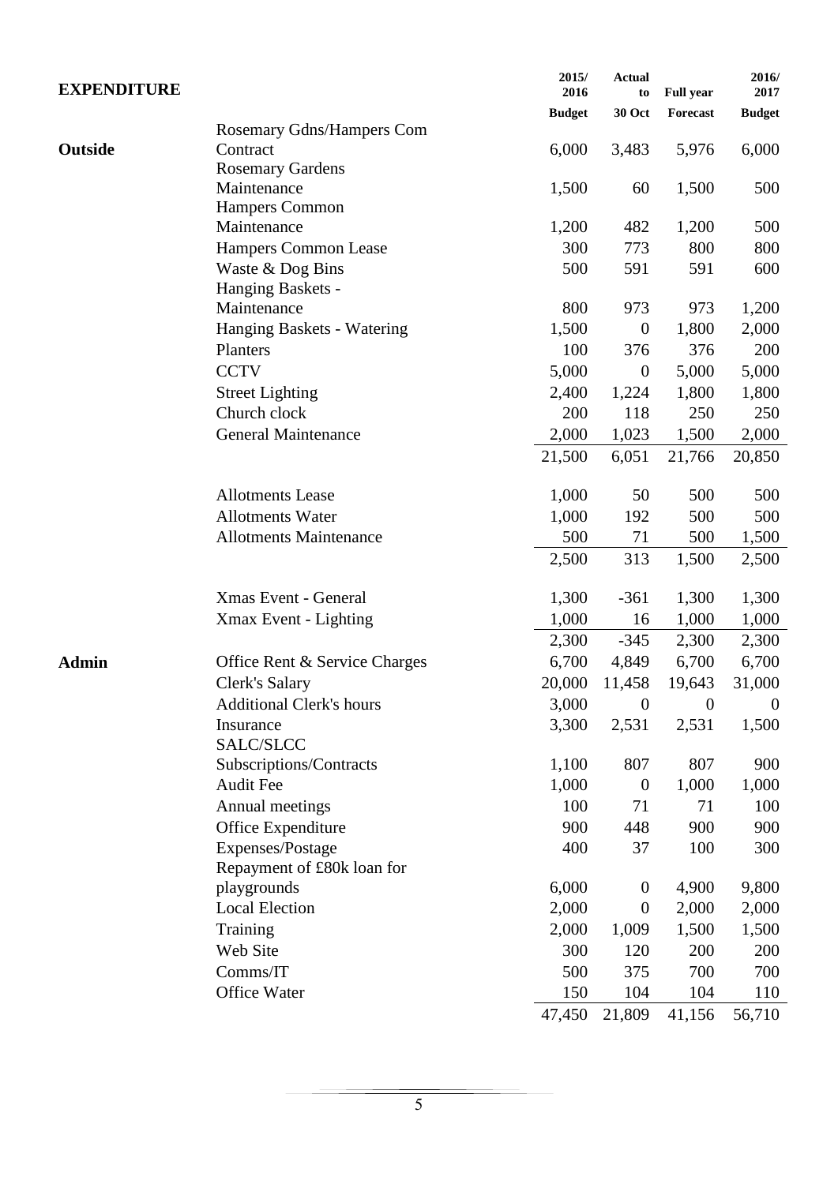| EXPENDITURE | | 2015/2016 Budget | Actual to 30 Oct | Full year Forecast | 2016/2017 Budget |
|---|---|---|---|---|---|
| **Outside** | Rosemary Gdns/Hampers Com Contract | 6,000 | 3,483 | 5,976 | 6,000 |
| | Rosemary Gardens Maintenance | 1,500 | 60 | 1,500 | 500 |
| | Hampers Common Maintenance | 1,200 | 482 | 1,200 | 500 |
| | Hampers Common Lease | 300 | 773 | 800 | 800 |
| | Waste & Dog Bins | 500 | 591 | 591 | 600 |
| | Hanging Baskets - Maintenance | 800 | 973 | 973 | 1,200 |
| | Hanging Baskets - Watering | 1,500 | 0 | 1,800 | 2,000 |
| | Planters | 100 | 376 | 376 | 200 |
| | CCTV | 5,000 | 0 | 5,000 | 5,000 |
| | Street Lighting | 2,400 | 1,224 | 1,800 | 1,800 |
| | Church clock | 200 | 118 | 250 | 250 |
| | General Maintenance | 2,000 | 1,023 | 1,500 | 2,000 |
| | | 21,500 | 6,051 | 21,766 | 20,850 |
| | Allotments Lease | 1,000 | 50 | 500 | 500 |
| | Allotments Water | 1,000 | 192 | 500 | 500 |
| | Allotments Maintenance | 500 | 71 | 500 | 1,500 |
| | | 2,500 | 313 | 1,500 | 2,500 |
| | Xmas Event - General | 1,300 | -361 | 1,300 | 1,300 |
| | Xmax Event - Lighting | 1,000 | 16 | 1,000 | 1,000 |
| | | 2,300 | -345 | 2,300 | 2,300 |
| **Admin** | Office Rent & Service Charges | 6,700 | 4,849 | 6,700 | 6,700 |
| | Clerk's Salary | 20,000 | 11,458 | 19,643 | 31,000 |
| | Additional Clerk's hours | 3,000 | 0 | 0 | 0 |
| | Insurance | 3,300 | 2,531 | 2,531 | 1,500 |
| | SALC/SLCC Subscriptions/Contracts | 1,100 | 807 | 807 | 900 |
| | Audit Fee | 1,000 | 0 | 1,000 | 1,000 |
| | Annual meetings | 100 | 71 | 71 | 100 |
| | Office Expenditure | 900 | 448 | 900 | 900 |
| | Expenses/Postage | 400 | 37 | 100 | 300 |
| | Repayment of £80k loan for playgrounds | 6,000 | 0 | 4,900 | 9,800 |
| | Local Election | 2,000 | 0 | 2,000 | 2,000 |
| | Training | 2,000 | 1,009 | 1,500 | 1,500 |
| | Web Site | 300 | 120 | 200 | 200 |
| | Comms/IT | 500 | 375 | 700 | 700 |
| | Office Water | 150 | 104 | 104 | 110 |
| | | 47,450 | 21,809 | 41,156 | 56,710 |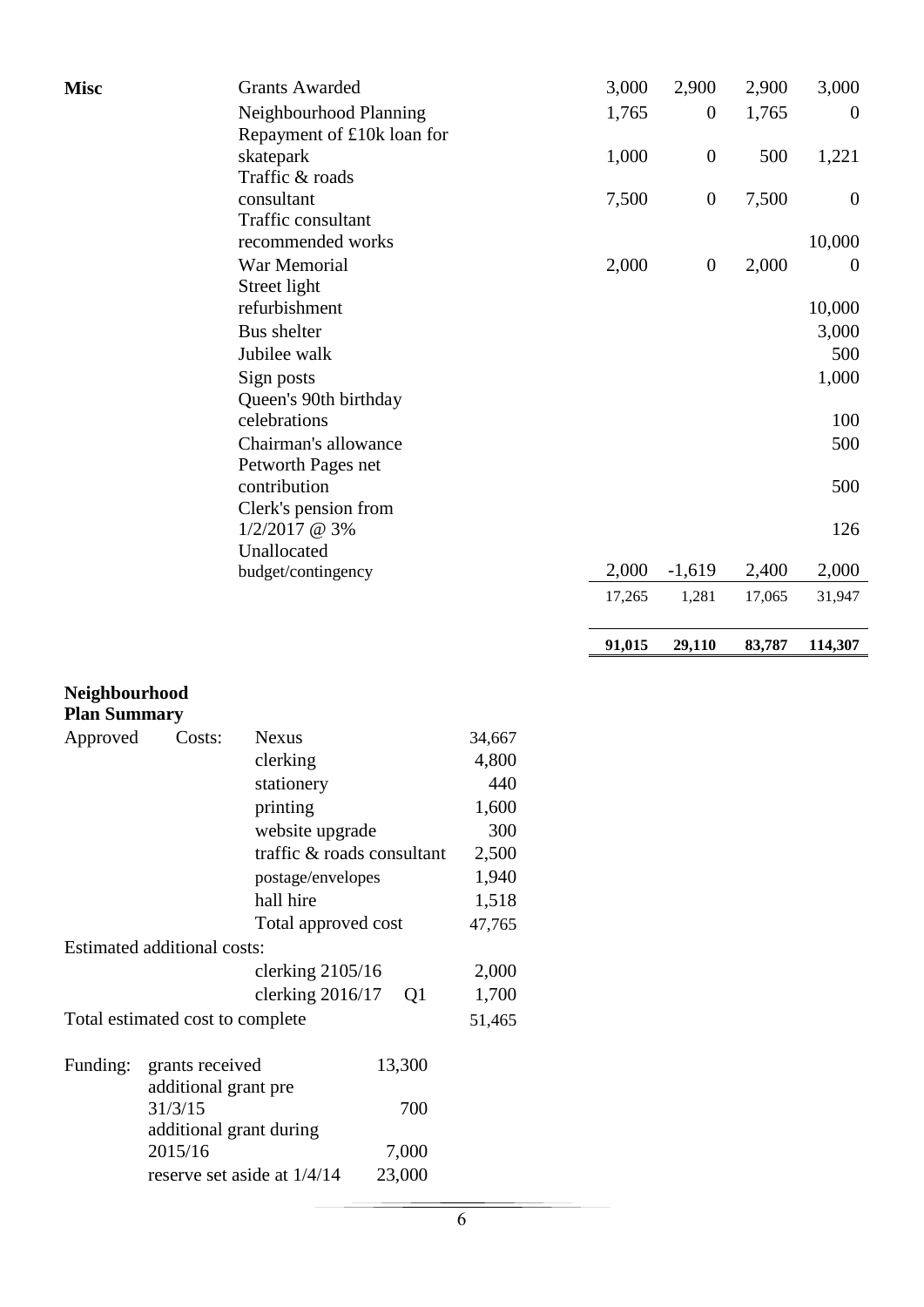| | | | | | |
|---|---|---|---|---|---|
| **Misc** | Grants Awarded | 3,000 | 2,900 | 2,900 | 3,000 |
| | Neighbourhood Planning | 1,765 | 0 | 1,765 | 0 |
| | Repayment of £10k loan for skatepark | 1,000 | 0 | 500 | 1,221 |
| | Traffic & roads consultant | 7,500 | 0 | 7,500 | 0 |
| | Traffic consultant recommended works | | | | 10,000 |
| | War Memorial | 2,000 | 0 | 2,000 | 0 |
| | Street light refurbishment | | | | 10,000 |
| | Bus shelter | | | | 3,000 |
| | Jubilee walk | | | | 500 |
| | Sign posts | | | | 1,000 |
| | Queen's 90th birthday celebrations | | | | 100 |
| | Chairman's allowance | | | | 500 |
| | Petworth Pages net contribution | | | | 500 |
| | Clerk's pension from 1/2/2017 @ 3% | | | | 126 |
| | Unallocated budget/contingency | 2,000 | -1,619 | 2,400 | 2,000 |
| | | 17,265 | 1,281 | 17,065 | 31,947 |
| | | **91,015** | **29,110** | **83,787** | **114,307** |

**Neighbourhood Plan Summary**

| | | | |
|---|---|---|---|
| Approved | Costs: | Nexus | 34,667 |
| | | clerking | 4,800 |
| | | stationery | 440 |
| | | printing | 1,600 |
| | | website upgrade | 300 |
| | | traffic & roads consultant | 2,500 |
| | | postage/envelopes | 1,940 |
| | | hall hire | 1,518 |
| | | Total approved cost | 47,765 |
| Estimated additional costs: | | | |
| | | clerking 2105/16 | 2,000 |
| | | clerking 2016/17 Q1 | 1,700 |
| Total estimated cost to complete | | | 51,465 |

| | | |
|---|---|---|
| Funding: | grants received | 13,300 |
| | additional grant pre 31/3/15 | 700 |
| | additional grant during 2015/16 | 7,000 |
| | reserve set aside at 1/4/14 | 23,000 |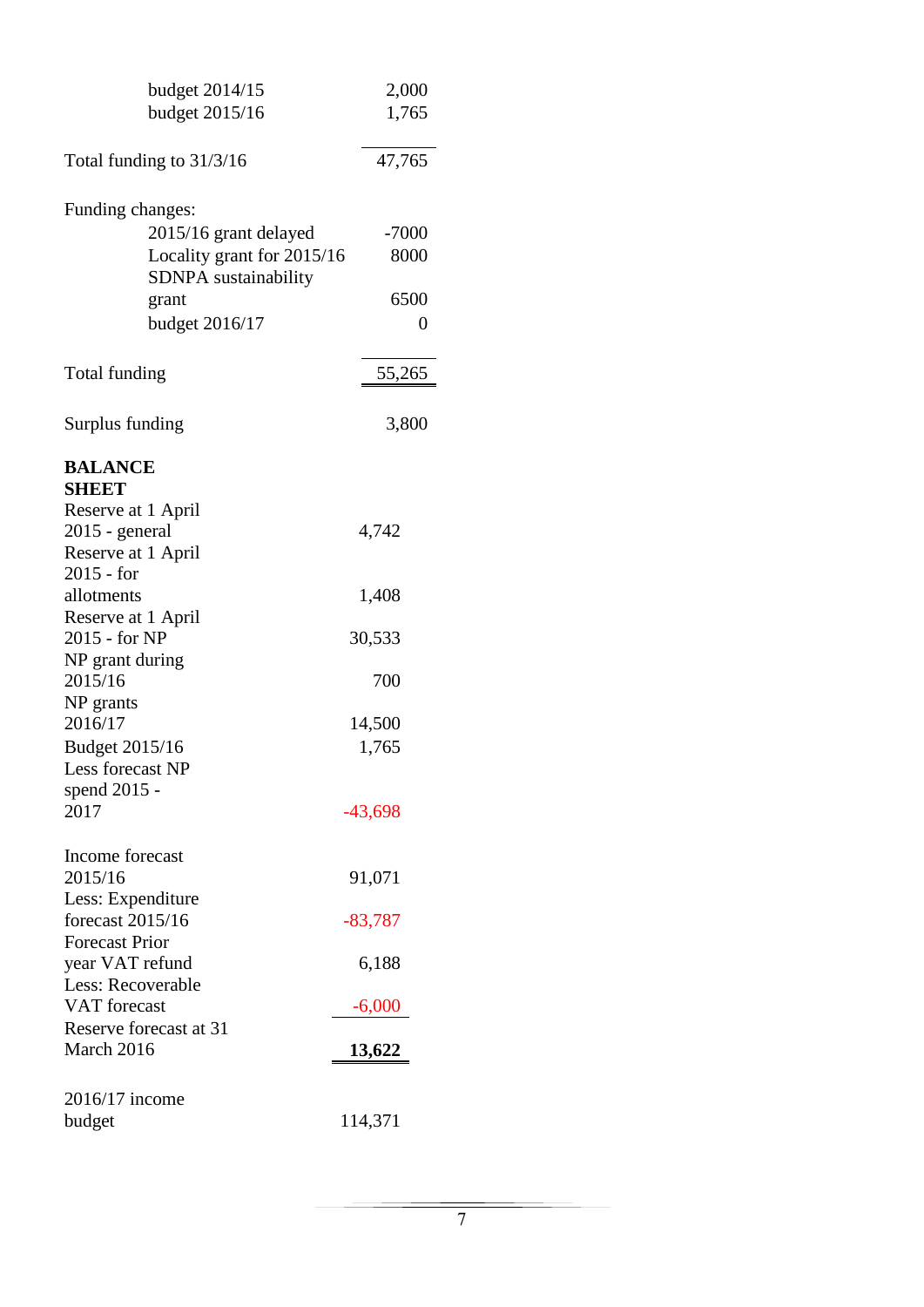| | |
|---|---|
| budget 2014/15 | 2,000 |
| budget 2015/16 | 1,765 |
| Total funding to 31/3/16 | 47,765 |
| Funding changes: | |
| 2015/16 grant delayed | -7000 |
| Locality grant for 2015/16 | 8000 |
| SDNPA sustainability grant | 6500 |
| budget 2016/17 | 0 |
| Total funding | 55,265 |
| Surplus funding | 3,800 |

**BALANCE SHEET**

| | |
|---|---|
| Reserve at 1 April 2015 - general | 4,742 |
| Reserve at 1 April 2015 - for allotments | 1,408 |
| Reserve at 1 April 2015 - for NP | 30,533 |
| NP grant during 2015/16 | 700 |
| NP grants 2016/17 | 14,500 |
| Budget 2015/16 | 1,765 |
| Less forecast NP spend 2015 - 2017 | -43,698 |
| Income forecast 2015/16 | 91,071 |
| Less: Expenditure forecast 2015/16 | -83,787 |
| Forecast Prior year VAT refund | 6,188 |
| Less: Recoverable VAT forecast | -6,000 |
| Reserve forecast at 31 March 2016 | **13,622** |
| 2016/17 income budget | 114,371 |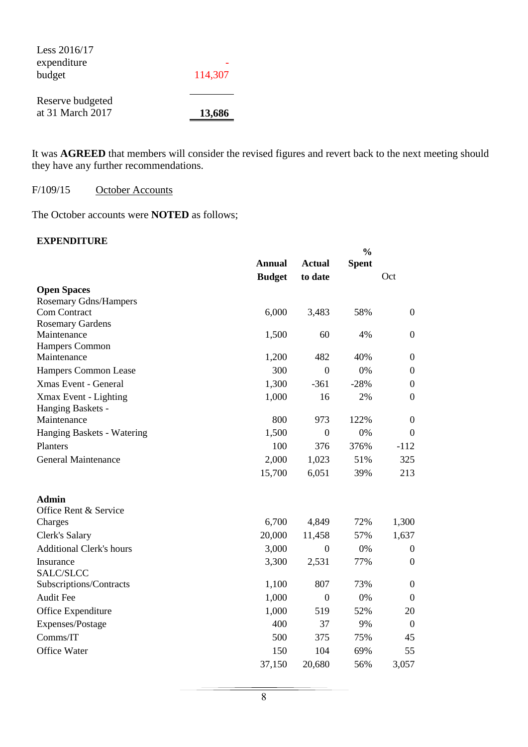| | |
|---|---|
| Less 2016/17 expenditure budget | - 114,307 |
| Reserve budgeted at 31 March 2017 | **13,686** |

It was **AGREED** that members will consider the revised figures and revert back to the next meeting should they have any further recommendations.

F/109/15 October Accounts

The October accounts were **NOTED** as follows;

**EXPENDITURE**

| | Annual Budget | Actual to date | % Spent | Oct |
|---|---|---|---|---|
| **Open Spaces** | | | | |
| Rosemary Gdns/Hampers Com Contract | 6,000 | 3,483 | 58% | 0 |
| Rosemary Gardens Maintenance | 1,500 | 60 | 4% | 0 |
| Hampers Common Maintenance | 1,200 | 482 | 40% | 0 |
| Hampers Common Lease | 300 | 0 | 0% | 0 |
| Xmas Event - General | 1,300 | -361 | -28% | 0 |
| Xmax Event - Lighting | 1,000 | 16 | 2% | 0 |
| Hanging Baskets - Maintenance | 800 | 973 | 122% | 0 |
| Hanging Baskets - Watering | 1,500 | 0 | 0% | 0 |
| Planters | 100 | 376 | 376% | -112 |
| General Maintenance | 2,000 | 1,023 | 51% | 325 |
| | 15,700 | 6,051 | 39% | 213 |
| **Admin** | | | | |
| Office Rent & Service Charges | 6,700 | 4,849 | 72% | 1,300 |
| Clerk's Salary | 20,000 | 11,458 | 57% | 1,637 |
| Additional Clerk's hours | 3,000 | 0 | 0% | 0 |
| Insurance | 3,300 | 2,531 | 77% | 0 |
| SALC/SLCC Subscriptions/Contracts | 1,100 | 807 | 73% | 0 |
| Audit Fee | 1,000 | 0 | 0% | 0 |
| Office Expenditure | 1,000 | 519 | 52% | 20 |
| Expenses/Postage | 400 | 37 | 9% | 0 |
| Comms/IT | 500 | 375 | 75% | 45 |
| Office Water | 150 | 104 | 69% | 55 |
| | 37,150 | 20,680 | 56% | 3,057 |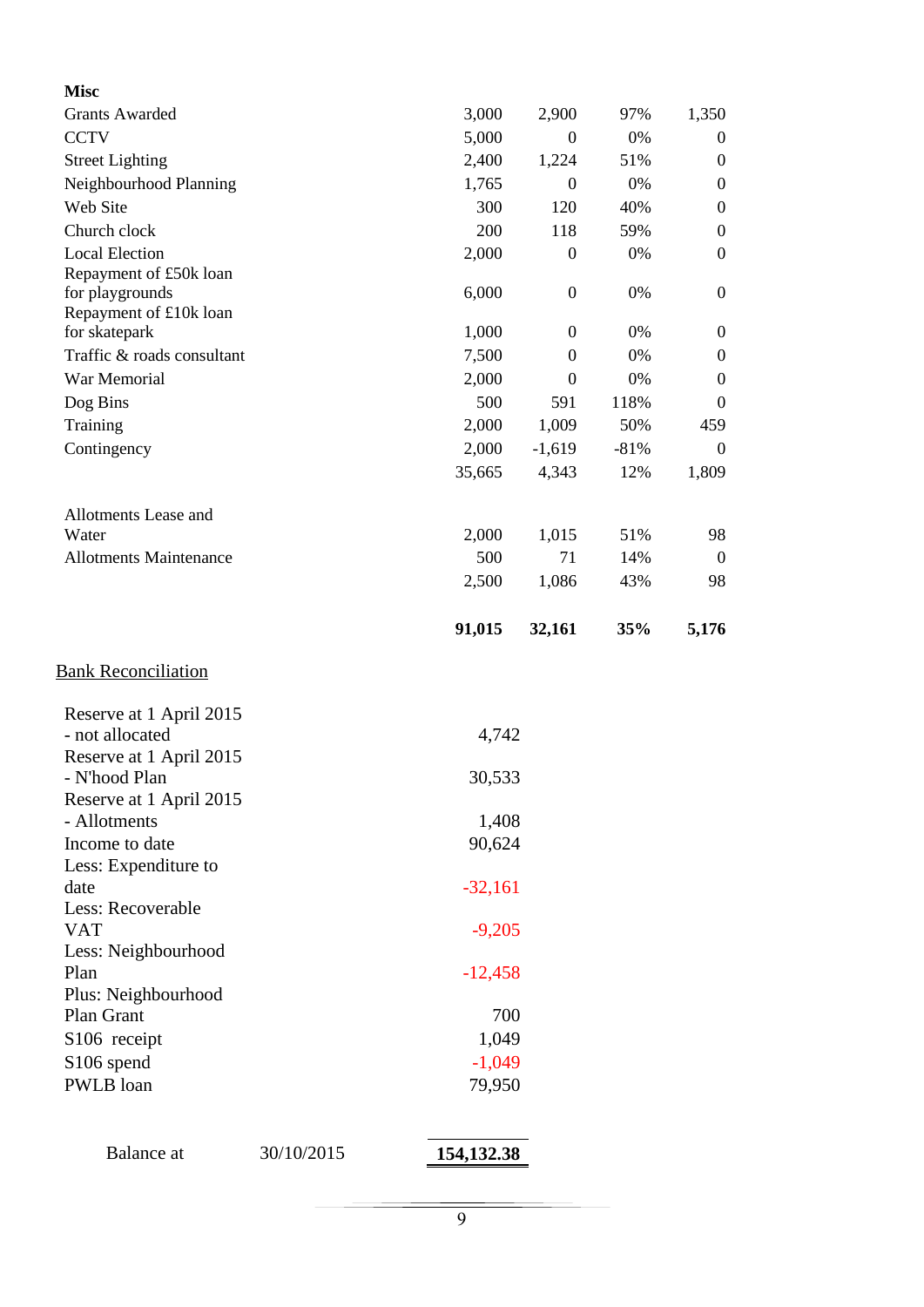| **Misc** | | | | |
|---|---|---|---|---|
| Grants Awarded | 3,000 | 2,900 | 97% | 1,350 |
| CCTV | 5,000 | 0 | 0% | 0 |
| Street Lighting | 2,400 | 1,224 | 51% | 0 |
| Neighbourhood Planning | 1,765 | 0 | 0% | 0 |
| Web Site | 300 | 120 | 40% | 0 |
| Church clock | 200 | 118 | 59% | 0 |
| Local Election | 2,000 | 0 | 0% | 0 |
| Repayment of £50k loan for playgrounds | 6,000 | 0 | 0% | 0 |
| Repayment of £10k loan for skatepark | 1,000 | 0 | 0% | 0 |
| Traffic & roads consultant | 7,500 | 0 | 0% | 0 |
| War Memorial | 2,000 | 0 | 0% | 0 |
| Dog Bins | 500 | 591 | 118% | 0 |
| Training | 2,000 | 1,009 | 50% | 459 |
| Contingency | 2,000 | -1,619 | -81% | 0 |
| | 35,665 | 4,343 | 12% | 1,809 |
| | | | | |
| Allotments Lease and Water | 2,000 | 1,015 | 51% | 98 |
| Allotments Maintenance | 500 | 71 | 14% | 0 |
| | 2,500 | 1,086 | 43% | 98 |
| | | | | |
| | **91,015** | **32,161** | **35%** | **5,176** |

## Bank Reconciliation

| | |
|---|---|
| Reserve at 1 April 2015 - not allocated | 4,742 |
| Reserve at 1 April 2015 - N'hood Plan | 30,533 |
| Reserve at 1 April 2015 - Allotments | 1,408 |
| Income to date | 90,624 |
| Less: Expenditure to date | -32,161 |
| Less: Recoverable VAT | -9,205 |
| Less: Neighbourhood Plan | -12,458 |
| Plus: Neighbourhood Plan Grant | 700 |
| S106 receipt | 1,049 |
| S106 spend | -1,049 |
| PWLB loan | 79,950 |

| Balance at | 30/10/2015 | **154,132.38** |
|---|---|---|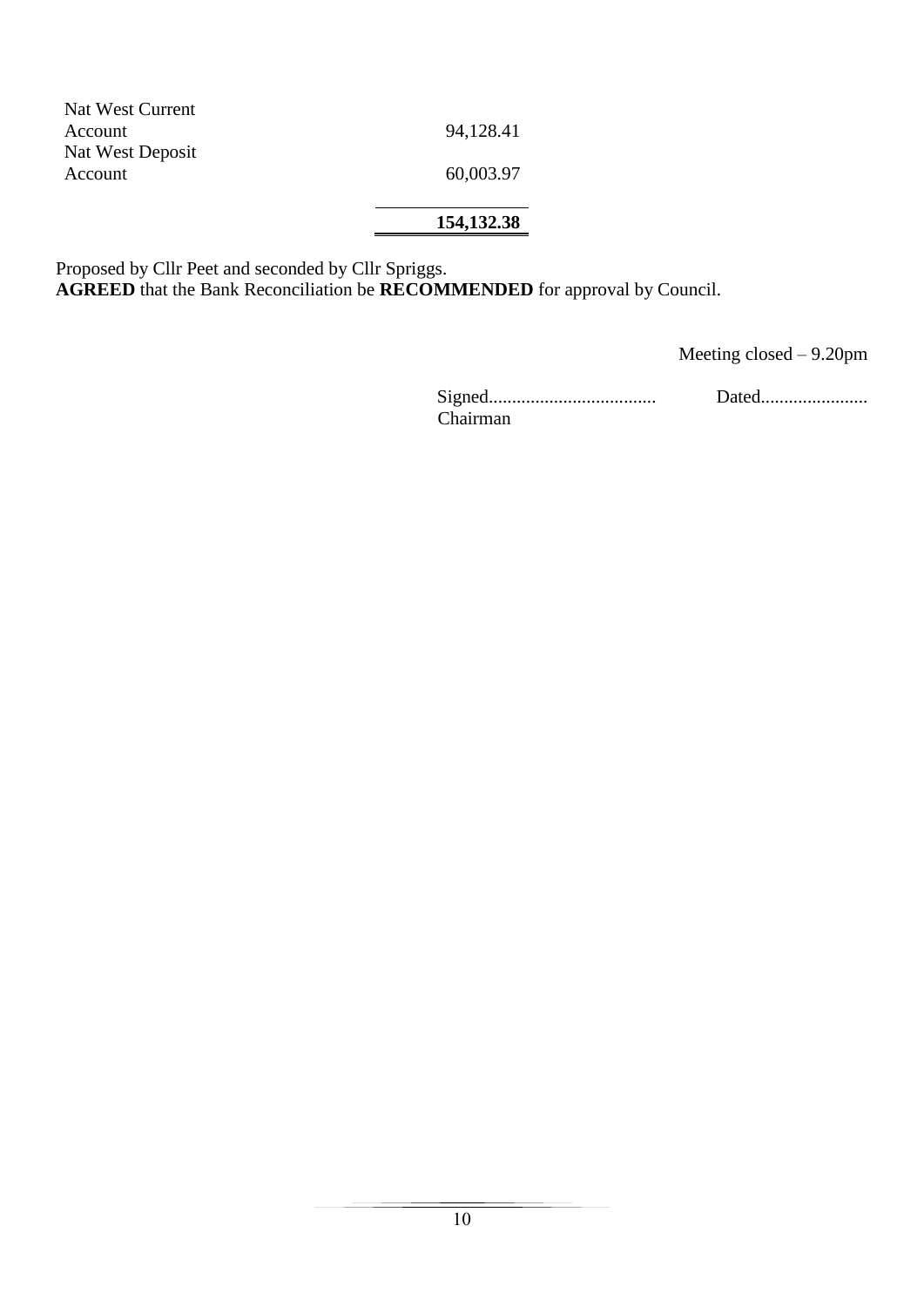| | |
|---|---|
| Nat West Current Account | 94,128.41 |
| Nat West Deposit Account | 60,003.97 |
| | **154,132.38** |

Proposed by Cllr Peet and seconded by Cllr Spriggs.
**AGREED** that the Bank Reconciliation be **RECOMMENDED** for approval by Council.

Meeting closed – 9.20pm

Signed.................................... Dated.......................
Chairman